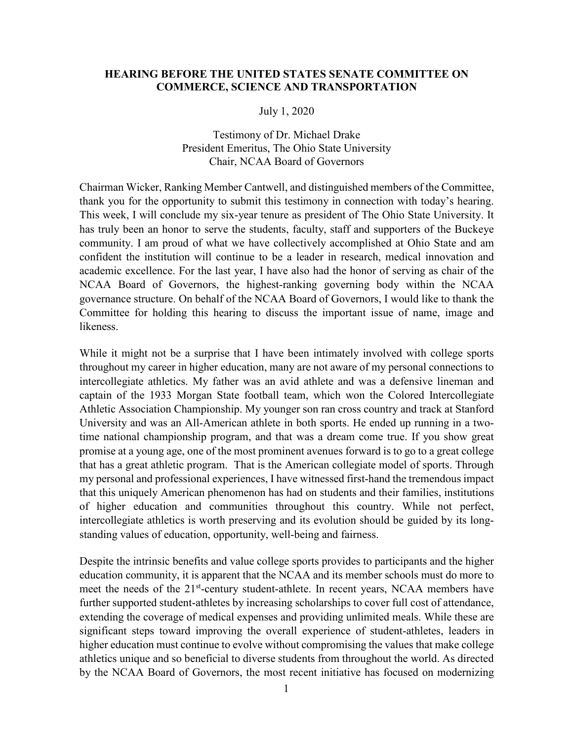**HEARING BEFORE THE UNITED STATES SENATE COMMITTEE ON COMMERCE, SCIENCE AND TRANSPORTATION**

July 1, 2020

Testimony of Dr. Michael Drake
President Emeritus, The Ohio State University
Chair, NCAA Board of Governors

Chairman Wicker, Ranking Member Cantwell, and distinguished members of the Committee, thank you for the opportunity to submit this testimony in connection with today's hearing. This week, I will conclude my six-year tenure as president of The Ohio State University. It has truly been an honor to serve the students, faculty, staff and supporters of the Buckeye community. I am proud of what we have collectively accomplished at Ohio State and am confident the institution will continue to be a leader in research, medical innovation and academic excellence. For the last year, I have also had the honor of serving as chair of the NCAA Board of Governors, the highest-ranking governing body within the NCAA governance structure. On behalf of the NCAA Board of Governors, I would like to thank the Committee for holding this hearing to discuss the important issue of name, image and likeness.

While it might not be a surprise that I have been intimately involved with college sports throughout my career in higher education, many are not aware of my personal connections to intercollegiate athletics. My father was an avid athlete and was a defensive lineman and captain of the 1933 Morgan State football team, which won the Colored Intercollegiate Athletic Association Championship. My younger son ran cross country and track at Stanford University and was an All-American athlete in both sports. He ended up running in a two-time national championship program, and that was a dream come true. If you show great promise at a young age, one of the most prominent avenues forward is to go to a great college that has a great athletic program. That is the American collegiate model of sports. Through my personal and professional experiences, I have witnessed first-hand the tremendous impact that this uniquely American phenomenon has had on students and their families, institutions of higher education and communities throughout this country. While not perfect, intercollegiate athletics is worth preserving and its evolution should be guided by its long-standing values of education, opportunity, well-being and fairness.

Despite the intrinsic benefits and value college sports provides to participants and the higher education community, it is apparent that the NCAA and its member schools must do more to meet the needs of the 21st-century student-athlete. In recent years, NCAA members have further supported student-athletes by increasing scholarships to cover full cost of attendance, extending the coverage of medical expenses and providing unlimited meals. While these are significant steps toward improving the overall experience of student-athletes, leaders in higher education must continue to evolve without compromising the values that make college athletics unique and so beneficial to diverse students from throughout the world. As directed by the NCAA Board of Governors, the most recent initiative has focused on modernizing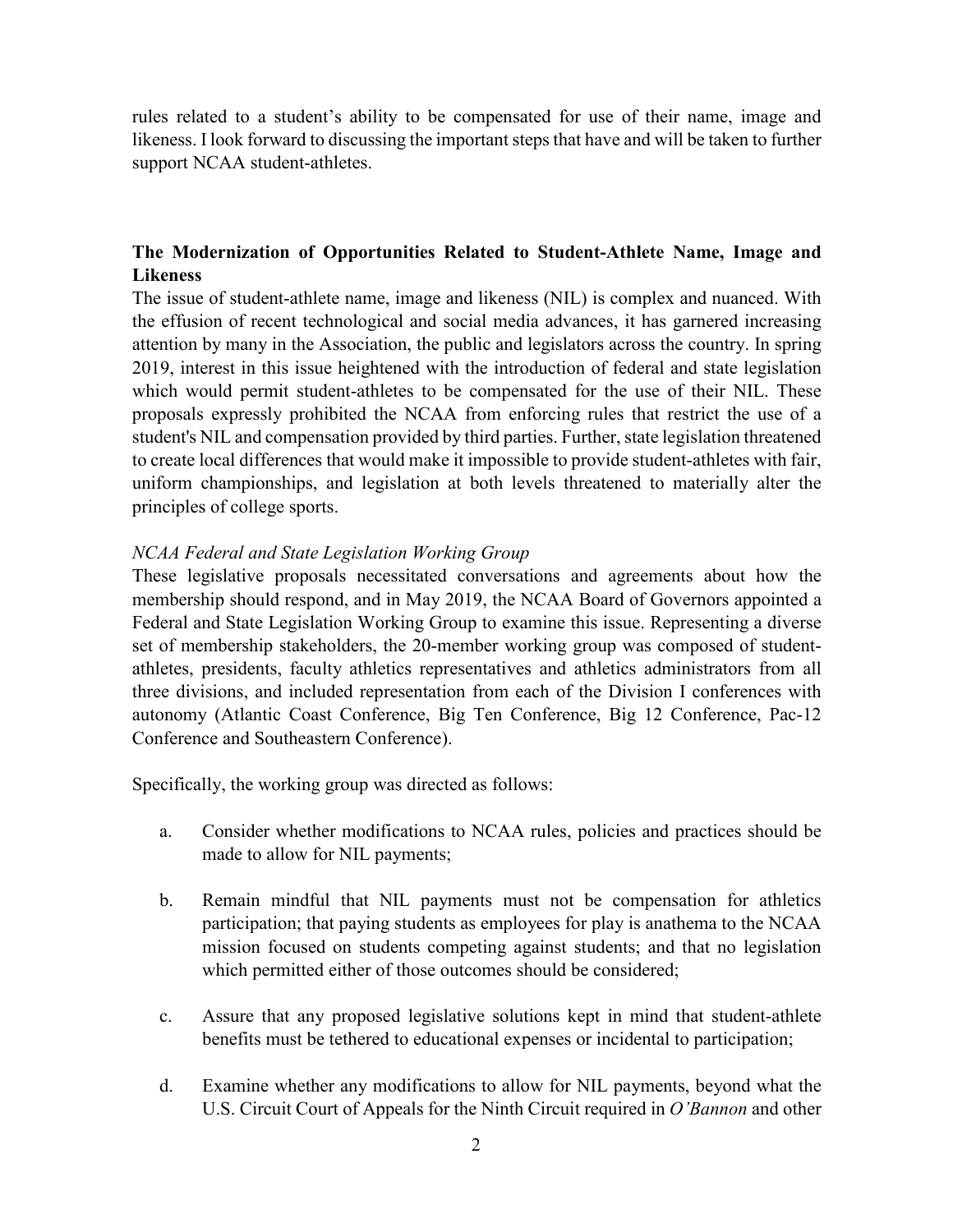rules related to a student's ability to be compensated for use of their name, image and likeness. I look forward to discussing the important steps that have and will be taken to further support NCAA student-athletes.

## The Modernization of Opportunities Related to Student-Athlete Name, Image and Likeness

The issue of student-athlete name, image and likeness (NIL) is complex and nuanced. With the effusion of recent technological and social media advances, it has garnered increasing attention by many in the Association, the public and legislators across the country. In spring 2019, interest in this issue heightened with the introduction of federal and state legislation which would permit student-athletes to be compensated for the use of their NIL. These proposals expressly prohibited the NCAA from enforcing rules that restrict the use of a student's NIL and compensation provided by third parties. Further, state legislation threatened to create local differences that would make it impossible to provide student-athletes with fair, uniform championships, and legislation at both levels threatened to materially alter the principles of college sports.

### *NCAA Federal and State Legislation Working Group*

These legislative proposals necessitated conversations and agreements about how the membership should respond, and in May 2019, the NCAA Board of Governors appointed a Federal and State Legislation Working Group to examine this issue. Representing a diverse set of membership stakeholders, the 20-member working group was composed of student-athletes, presidents, faculty athletics representatives and athletics administrators from all three divisions, and included representation from each of the Division I conferences with autonomy (Atlantic Coast Conference, Big Ten Conference, Big 12 Conference, Pac-12 Conference and Southeastern Conference).

Specifically, the working group was directed as follows:

a. Consider whether modifications to NCAA rules, policies and practices should be made to allow for NIL payments;

b. Remain mindful that NIL payments must not be compensation for athletics participation; that paying students as employees for play is anathema to the NCAA mission focused on students competing against students; and that no legislation which permitted either of those outcomes should be considered;

c. Assure that any proposed legislative solutions kept in mind that student-athlete benefits must be tethered to educational expenses or incidental to participation;

d. Examine whether any modifications to allow for NIL payments, beyond what the U.S. Circuit Court of Appeals for the Ninth Circuit required in *O'Bannon* and other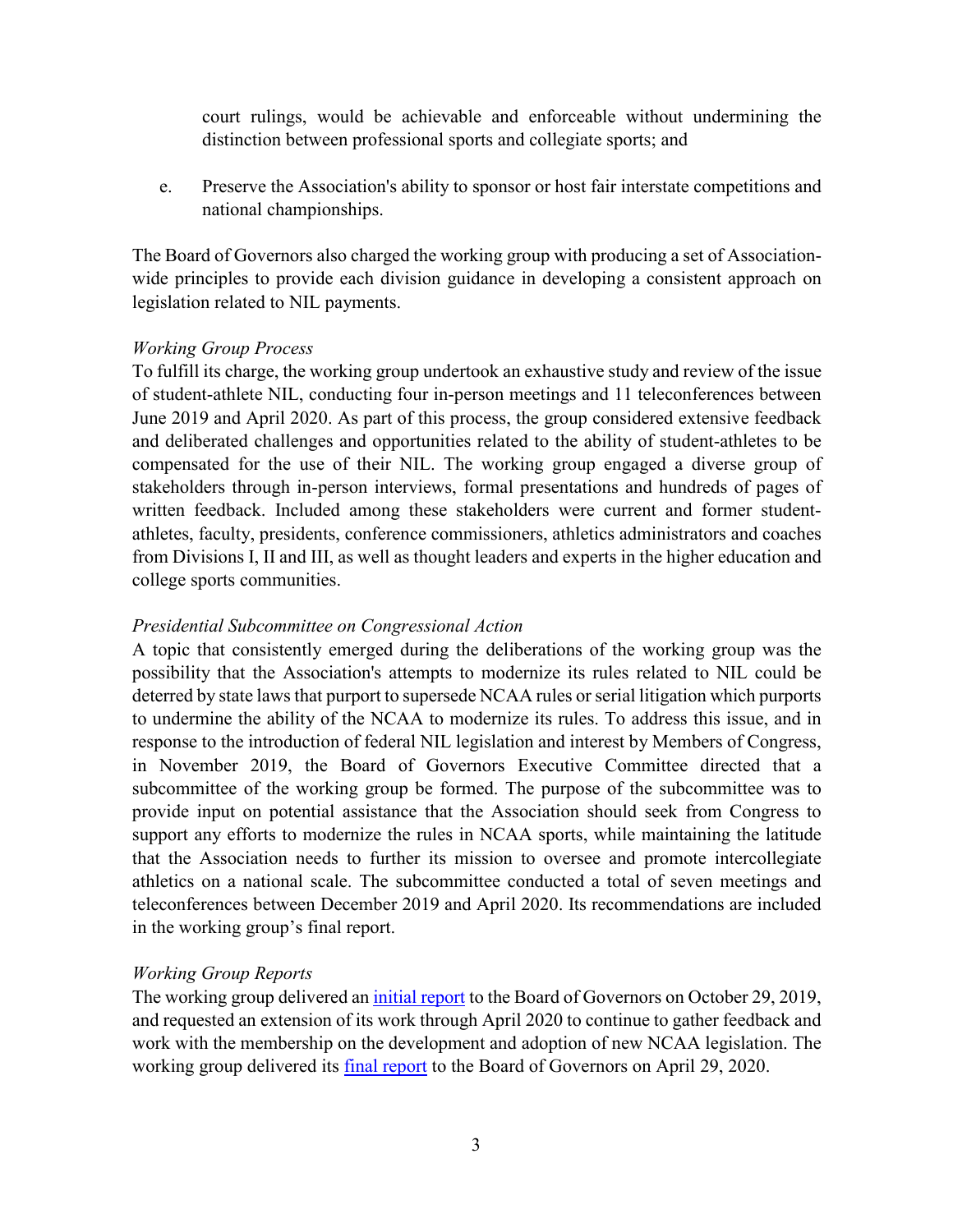court rulings, would be achievable and enforceable without undermining the distinction between professional sports and collegiate sports; and

e. Preserve the Association's ability to sponsor or host fair interstate competitions and national championships.

The Board of Governors also charged the working group with producing a set of Association-wide principles to provide each division guidance in developing a consistent approach on legislation related to NIL payments.

*Working Group Process*

To fulfill its charge, the working group undertook an exhaustive study and review of the issue of student-athlete NIL, conducting four in-person meetings and 11 teleconferences between June 2019 and April 2020. As part of this process, the group considered extensive feedback and deliberated challenges and opportunities related to the ability of student-athletes to be compensated for the use of their NIL. The working group engaged a diverse group of stakeholders through in-person interviews, formal presentations and hundreds of pages of written feedback. Included among these stakeholders were current and former student-athletes, faculty, presidents, conference commissioners, athletics administrators and coaches from Divisions I, II and III, as well as thought leaders and experts in the higher education and college sports communities.

*Presidential Subcommittee on Congressional Action*

A topic that consistently emerged during the deliberations of the working group was the possibility that the Association's attempts to modernize its rules related to NIL could be deterred by state laws that purport to supersede NCAA rules or serial litigation which purports to undermine the ability of the NCAA to modernize its rules. To address this issue, and in response to the introduction of federal NIL legislation and interest by Members of Congress, in November 2019, the Board of Governors Executive Committee directed that a subcommittee of the working group be formed. The purpose of the subcommittee was to provide input on potential assistance that the Association should seek from Congress to support any efforts to modernize the rules in NCAA sports, while maintaining the latitude that the Association needs to further its mission to oversee and promote intercollegiate athletics on a national scale. The subcommittee conducted a total of seven meetings and teleconferences between December 2019 and April 2020. Its recommendations are included in the working group's final report.

*Working Group Reports*

The working group delivered an initial report to the Board of Governors on October 29, 2019, and requested an extension of its work through April 2020 to continue to gather feedback and work with the membership on the development and adoption of new NCAA legislation. The working group delivered its final report to the Board of Governors on April 29, 2020.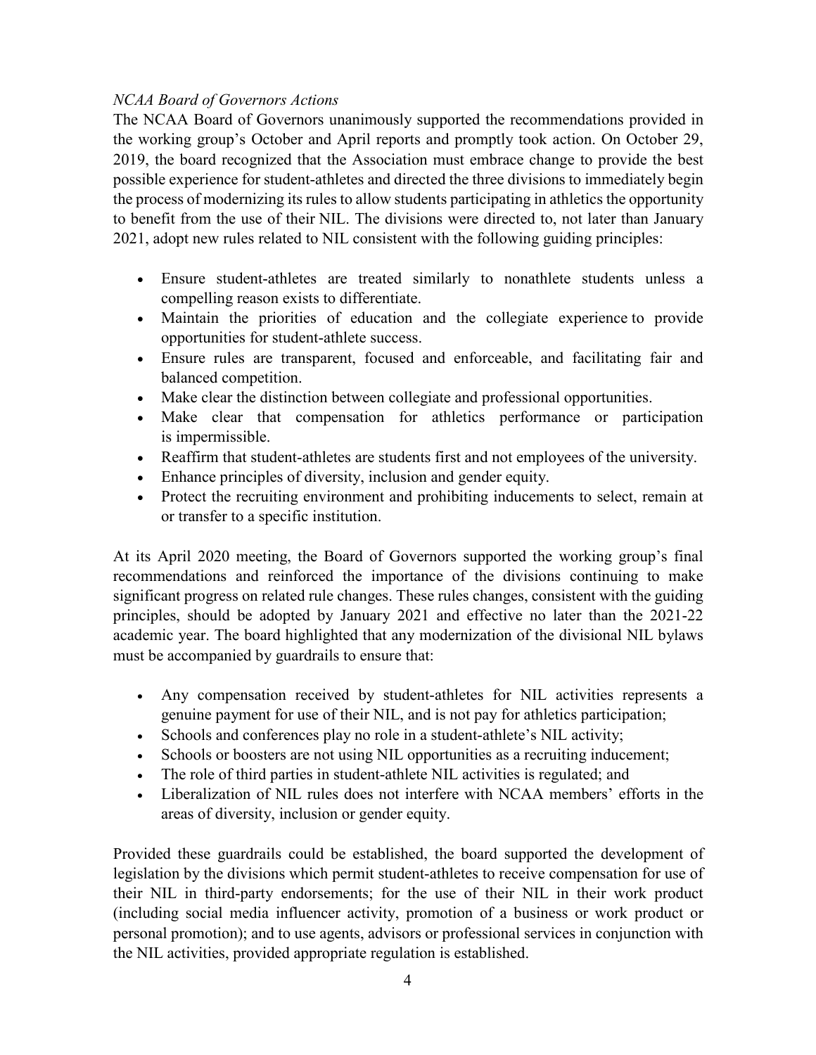*NCAA Board of Governors Actions*

The NCAA Board of Governors unanimously supported the recommendations provided in the working group's October and April reports and promptly took action. On October 29, 2019, the board recognized that the Association must embrace change to provide the best possible experience for student-athletes and directed the three divisions to immediately begin the process of modernizing its rules to allow students participating in athletics the opportunity to benefit from the use of their NIL. The divisions were directed to, not later than January 2021, adopt new rules related to NIL consistent with the following guiding principles:

- Ensure student-athletes are treated similarly to nonathlete students unless a compelling reason exists to differentiate.
- Maintain the priorities of education and the collegiate experience to provide opportunities for student-athlete success.
- Ensure rules are transparent, focused and enforceable, and facilitating fair and balanced competition.
- Make clear the distinction between collegiate and professional opportunities.
- Make clear that compensation for athletics performance or participation is impermissible.
- Reaffirm that student-athletes are students first and not employees of the university.
- Enhance principles of diversity, inclusion and gender equity.
- Protect the recruiting environment and prohibiting inducements to select, remain at or transfer to a specific institution.

At its April 2020 meeting, the Board of Governors supported the working group's final recommendations and reinforced the importance of the divisions continuing to make significant progress on related rule changes. These rules changes, consistent with the guiding principles, should be adopted by January 2021 and effective no later than the 2021-22 academic year. The board highlighted that any modernization of the divisional NIL bylaws must be accompanied by guardrails to ensure that:

- Any compensation received by student-athletes for NIL activities represents a genuine payment for use of their NIL, and is not pay for athletics participation;
- Schools and conferences play no role in a student-athlete's NIL activity;
- Schools or boosters are not using NIL opportunities as a recruiting inducement;
- The role of third parties in student-athlete NIL activities is regulated; and
- Liberalization of NIL rules does not interfere with NCAA members' efforts in the areas of diversity, inclusion or gender equity.

Provided these guardrails could be established, the board supported the development of legislation by the divisions which permit student-athletes to receive compensation for use of their NIL in third-party endorsements; for the use of their NIL in their work product (including social media influencer activity, promotion of a business or work product or personal promotion); and to use agents, advisors or professional services in conjunction with the NIL activities, provided appropriate regulation is established.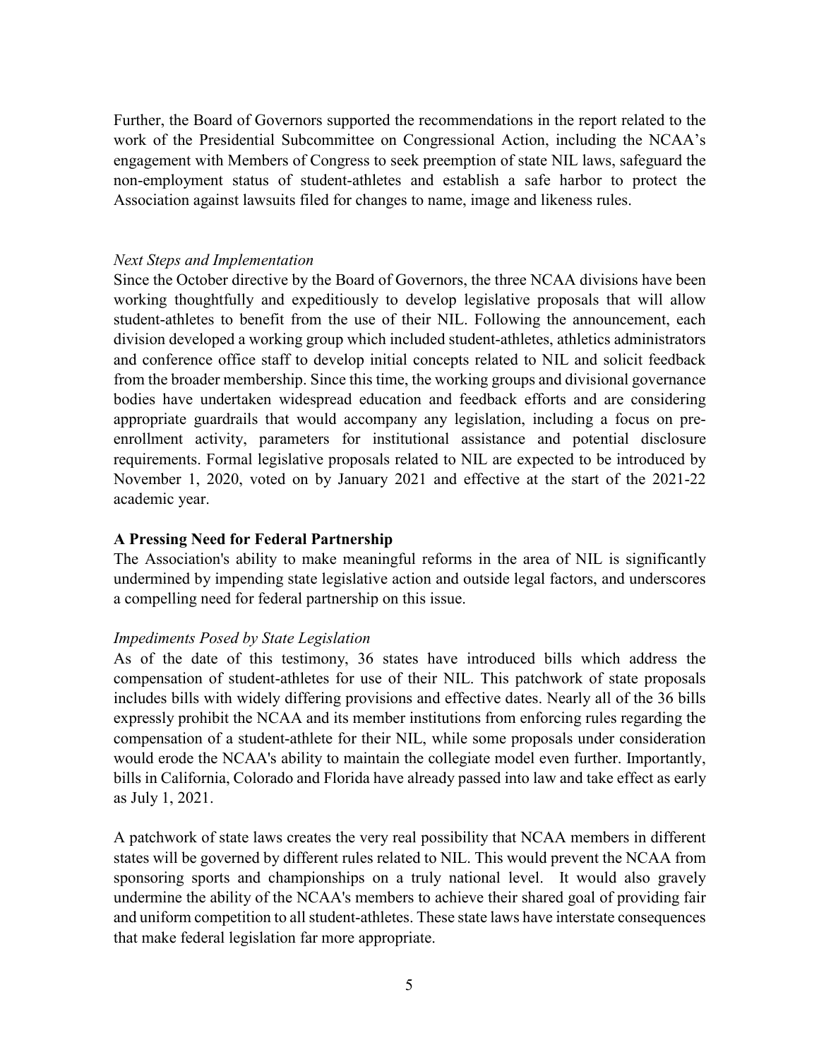Further, the Board of Governors supported the recommendations in the report related to the work of the Presidential Subcommittee on Congressional Action, including the NCAA's engagement with Members of Congress to seek preemption of state NIL laws, safeguard the non-employment status of student-athletes and establish a safe harbor to protect the Association against lawsuits filed for changes to name, image and likeness rules.

*Next Steps and Implementation*

Since the October directive by the Board of Governors, the three NCAA divisions have been working thoughtfully and expeditiously to develop legislative proposals that will allow student-athletes to benefit from the use of their NIL. Following the announcement, each division developed a working group which included student-athletes, athletics administrators and conference office staff to develop initial concepts related to NIL and solicit feedback from the broader membership. Since this time, the working groups and divisional governance bodies have undertaken widespread education and feedback efforts and are considering appropriate guardrails that would accompany any legislation, including a focus on pre-enrollment activity, parameters for institutional assistance and potential disclosure requirements. Formal legislative proposals related to NIL are expected to be introduced by November 1, 2020, voted on by January 2021 and effective at the start of the 2021-22 academic year.

**A Pressing Need for Federal Partnership**

The Association's ability to make meaningful reforms in the area of NIL is significantly undermined by impending state legislative action and outside legal factors, and underscores a compelling need for federal partnership on this issue.

*Impediments Posed by State Legislation*

As of the date of this testimony, 36 states have introduced bills which address the compensation of student-athletes for use of their NIL. This patchwork of state proposals includes bills with widely differing provisions and effective dates. Nearly all of the 36 bills expressly prohibit the NCAA and its member institutions from enforcing rules regarding the compensation of a student-athlete for their NIL, while some proposals under consideration would erode the NCAA's ability to maintain the collegiate model even further. Importantly, bills in California, Colorado and Florida have already passed into law and take effect as early as July 1, 2021.

A patchwork of state laws creates the very real possibility that NCAA members in different states will be governed by different rules related to NIL. This would prevent the NCAA from sponsoring sports and championships on a truly national level. It would also gravely undermine the ability of the NCAA's members to achieve their shared goal of providing fair and uniform competition to all student-athletes. These state laws have interstate consequences that make federal legislation far more appropriate.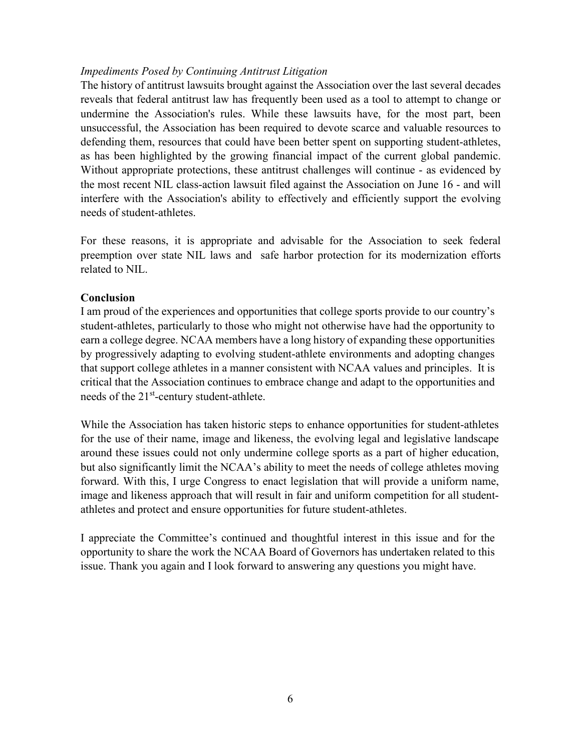*Impediments Posed by Continuing Antitrust Litigation*

The history of antitrust lawsuits brought against the Association over the last several decades reveals that federal antitrust law has frequently been used as a tool to attempt to change or undermine the Association's rules. While these lawsuits have, for the most part, been unsuccessful, the Association has been required to devote scarce and valuable resources to defending them, resources that could have been better spent on supporting student-athletes, as has been highlighted by the growing financial impact of the current global pandemic. Without appropriate protections, these antitrust challenges will continue - as evidenced by the most recent NIL class-action lawsuit filed against the Association on June 16 - and will interfere with the Association's ability to effectively and efficiently support the evolving needs of student-athletes.

For these reasons, it is appropriate and advisable for the Association to seek federal preemption over state NIL laws and safe harbor protection for its modernization efforts related to NIL.

**Conclusion**

I am proud of the experiences and opportunities that college sports provide to our country's student-athletes, particularly to those who might not otherwise have had the opportunity to earn a college degree. NCAA members have a long history of expanding these opportunities by progressively adapting to evolving student-athlete environments and adopting changes that support college athletes in a manner consistent with NCAA values and principles. It is critical that the Association continues to embrace change and adapt to the opportunities and needs of the 21st-century student-athlete.

While the Association has taken historic steps to enhance opportunities for student-athletes for the use of their name, image and likeness, the evolving legal and legislative landscape around these issues could not only undermine college sports as a part of higher education, but also significantly limit the NCAA's ability to meet the needs of college athletes moving forward. With this, I urge Congress to enact legislation that will provide a uniform name, image and likeness approach that will result in fair and uniform competition for all student-athletes and protect and ensure opportunities for future student-athletes.

I appreciate the Committee's continued and thoughtful interest in this issue and for the opportunity to share the work the NCAA Board of Governors has undertaken related to this issue. Thank you again and I look forward to answering any questions you might have.